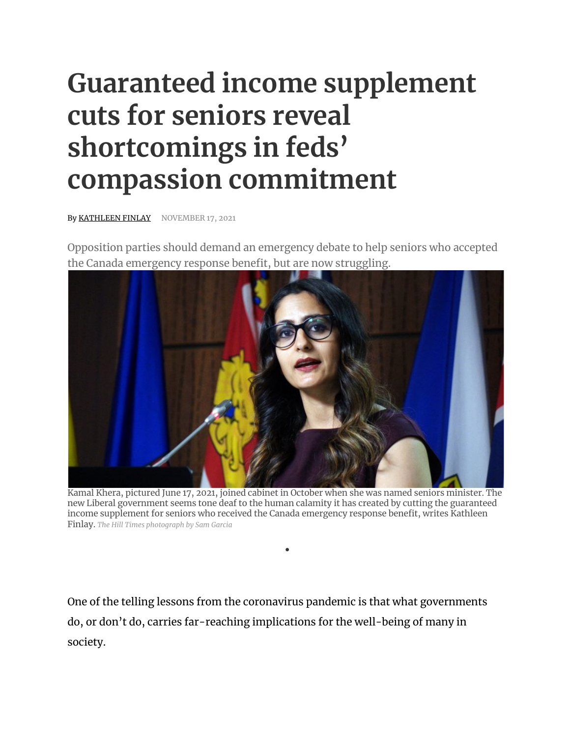# Guaranteed income supplement cuts for seniors reveal shortcomings in feds' compassion commitment

By KATHLEEN FINLAY NOVEMBER 17, 2021

Opposition parties should demand an emergency debate to help seniors who accepted the Canada emergency response benefit, but are now struggling.

Kamal Khera, pictured June 17, 2021, joined cabinet in October when she was named seniors minister. The new Liberal government seems tone deaf to the human calamity it has created by cutting the guaranteed income supplement for seniors who received the Canada emergency response benefit, writes Kathleen Finlay. *The Hill Times photograph by Sam Garcia*

One of the telling lessons from the coronavirus pandemic is that what governments do, or don't do, carries far-reaching implications for the well-being of many in society.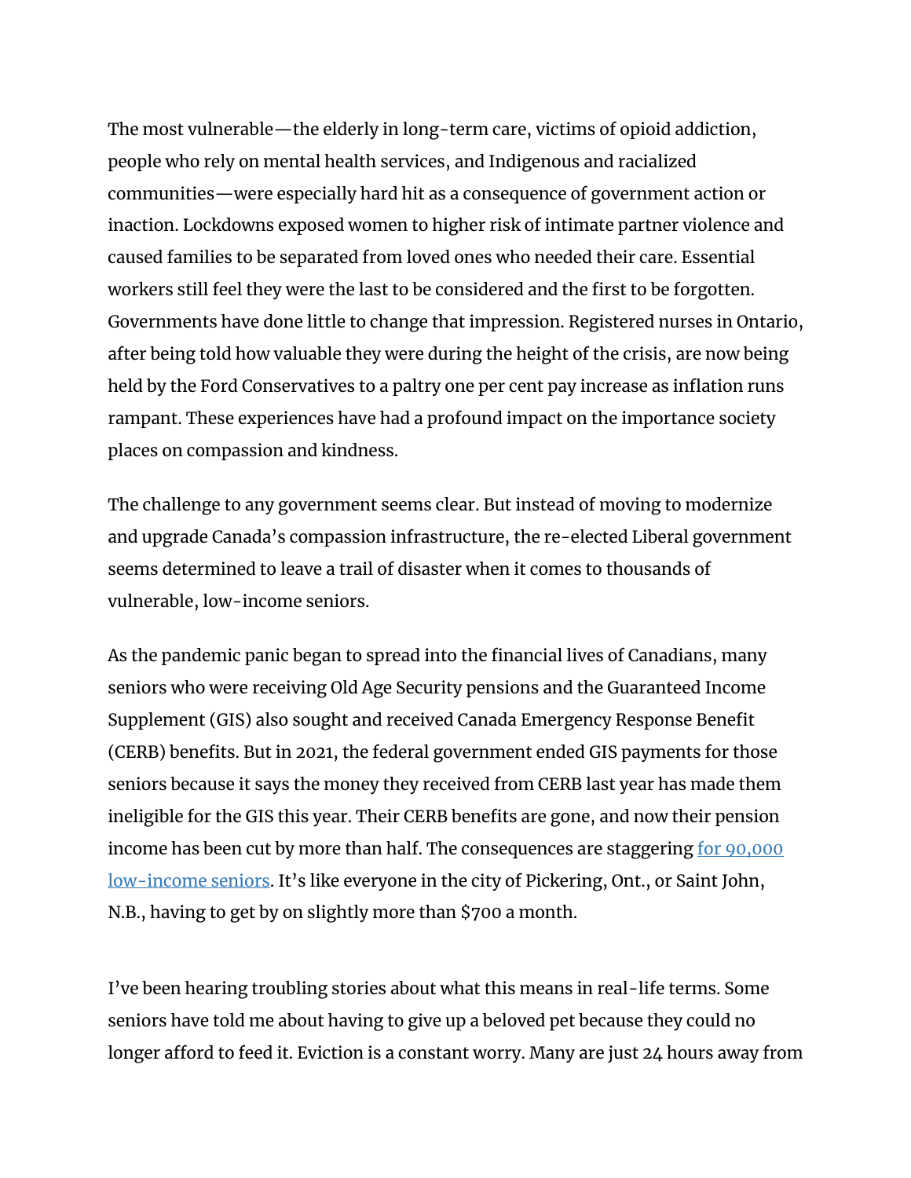The most vulnerable—the elderly in long-term care, victims of opioid addiction, people who rely on mental health services, and Indigenous and racialized communities—were especially hard hit as a consequence of government action or inaction. Lockdowns exposed women to higher risk of intimate partner violence and caused families to be separated from loved ones who needed their care. Essential workers still feel they were the last to be considered and the first to be forgotten. Governments have done little to change that impression. Registered nurses in Ontario, after being told how valuable they were during the height of the crisis, are now being held by the Ford Conservatives to a paltry one per cent pay increase as inflation runs rampant. These experiences have had a profound impact on the importance society places on compassion and kindness.

The challenge to any government seems clear. But instead of moving to modernize and upgrade Canada's compassion infrastructure, the re-elected Liberal government seems determined to leave a trail of disaster when it comes to thousands of vulnerable, low-income seniors.

As the pandemic panic began to spread into the financial lives of Canadians, many seniors who were receiving Old Age Security pensions and the Guaranteed Income Supplement (GIS) also sought and received Canada Emergency Response Benefit (CERB) benefits. But in 2021, the federal government ended GIS payments for those seniors because it says the money they received from CERB last year has made them ineligible for the GIS this year. Their CERB benefits are gone, and now their pension income has been cut by more than half. The consequences are staggering [for 90,000 low-income seniors](). It's like everyone in the city of Pickering, Ont., or Saint John, N.B., having to get by on slightly more than $700 a month.

I've been hearing troubling stories about what this means in real-life terms. Some seniors have told me about having to give up a beloved pet because they could no longer afford to feed it. Eviction is a constant worry. Many are just 24 hours away from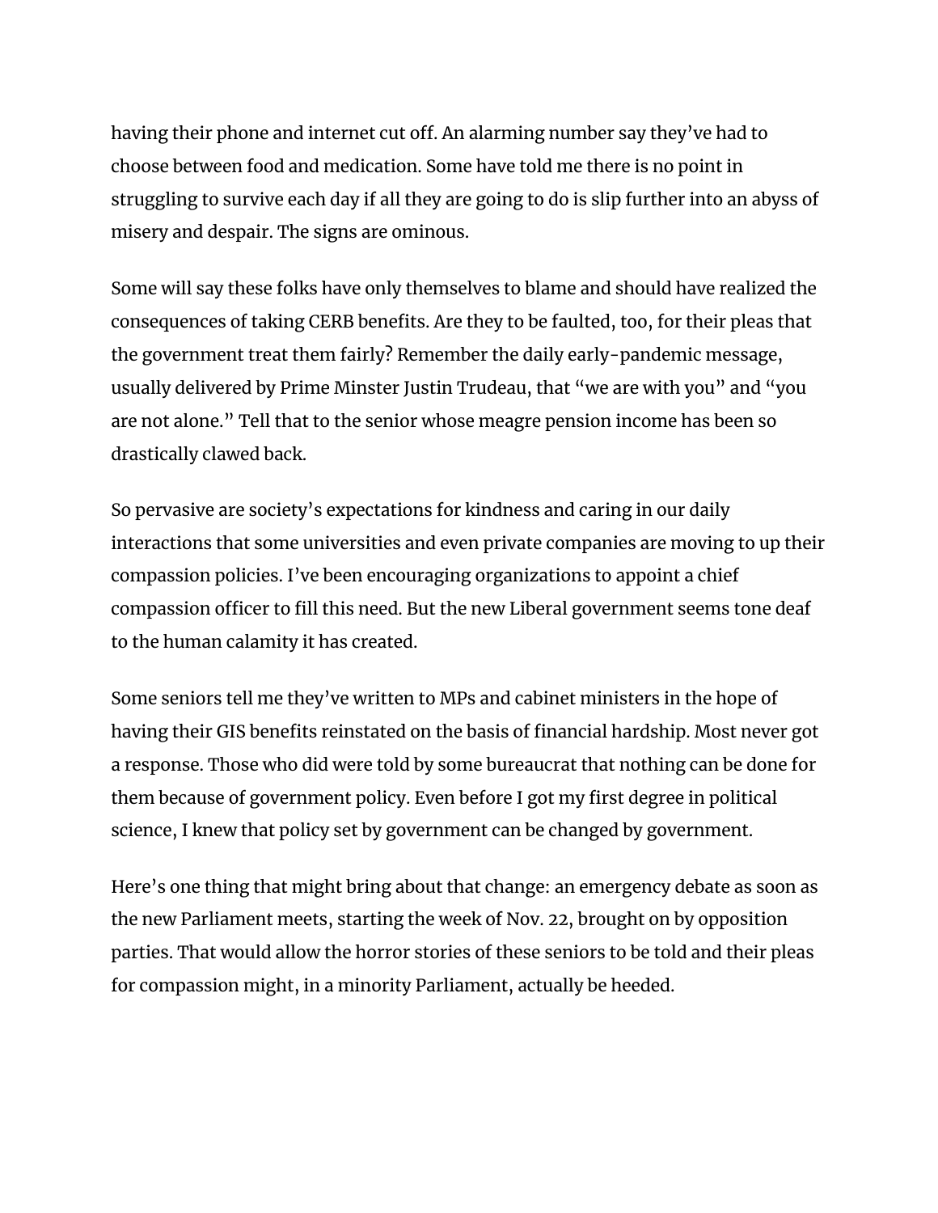having their phone and internet cut off. An alarming number say they've had to choose between food and medication. Some have told me there is no point in struggling to survive each day if all they are going to do is slip further into an abyss of misery and despair. The signs are ominous.

Some will say these folks have only themselves to blame and should have realized the consequences of taking CERB benefits. Are they to be faulted, too, for their pleas that the government treat them fairly? Remember the daily early-pandemic message, usually delivered by Prime Minster Justin Trudeau, that "we are with you" and "you are not alone." Tell that to the senior whose meagre pension income has been so drastically clawed back.

So pervasive are society's expectations for kindness and caring in our daily interactions that some universities and even private companies are moving to up their compassion policies. I've been encouraging organizations to appoint a chief compassion officer to fill this need. But the new Liberal government seems tone deaf to the human calamity it has created.

Some seniors tell me they've written to MPs and cabinet ministers in the hope of having their GIS benefits reinstated on the basis of financial hardship. Most never got a response. Those who did were told by some bureaucrat that nothing can be done for them because of government policy. Even before I got my first degree in political science, I knew that policy set by government can be changed by government.

Here's one thing that might bring about that change: an emergency debate as soon as the new Parliament meets, starting the week of Nov. 22, brought on by opposition parties. That would allow the horror stories of these seniors to be told and their pleas for compassion might, in a minority Parliament, actually be heeded.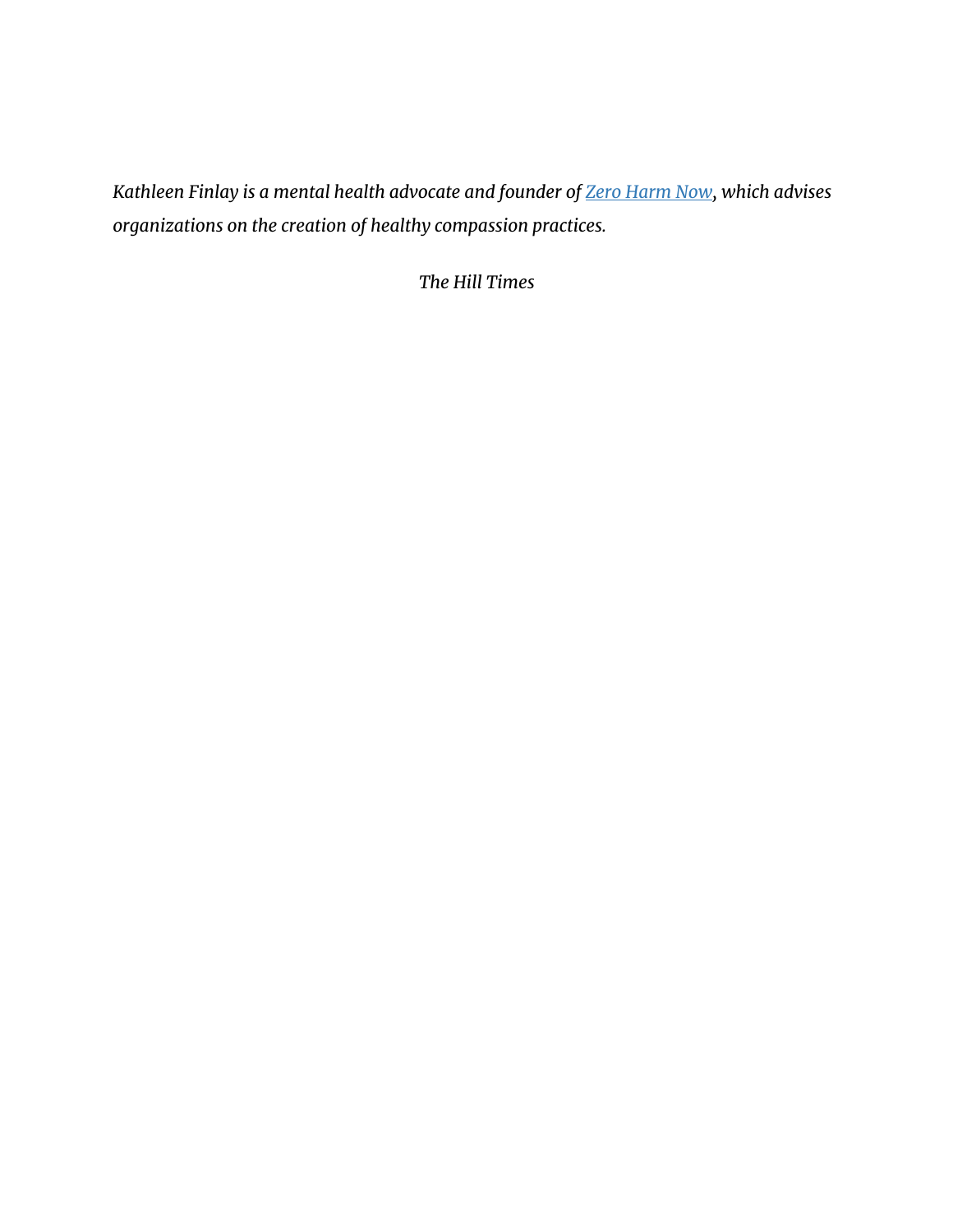*Kathleen Finlay is a mental health advocate and founder of [Zero Harm Now](), which advises organizations on the creation of healthy compassion practices.*

*The Hill Times*